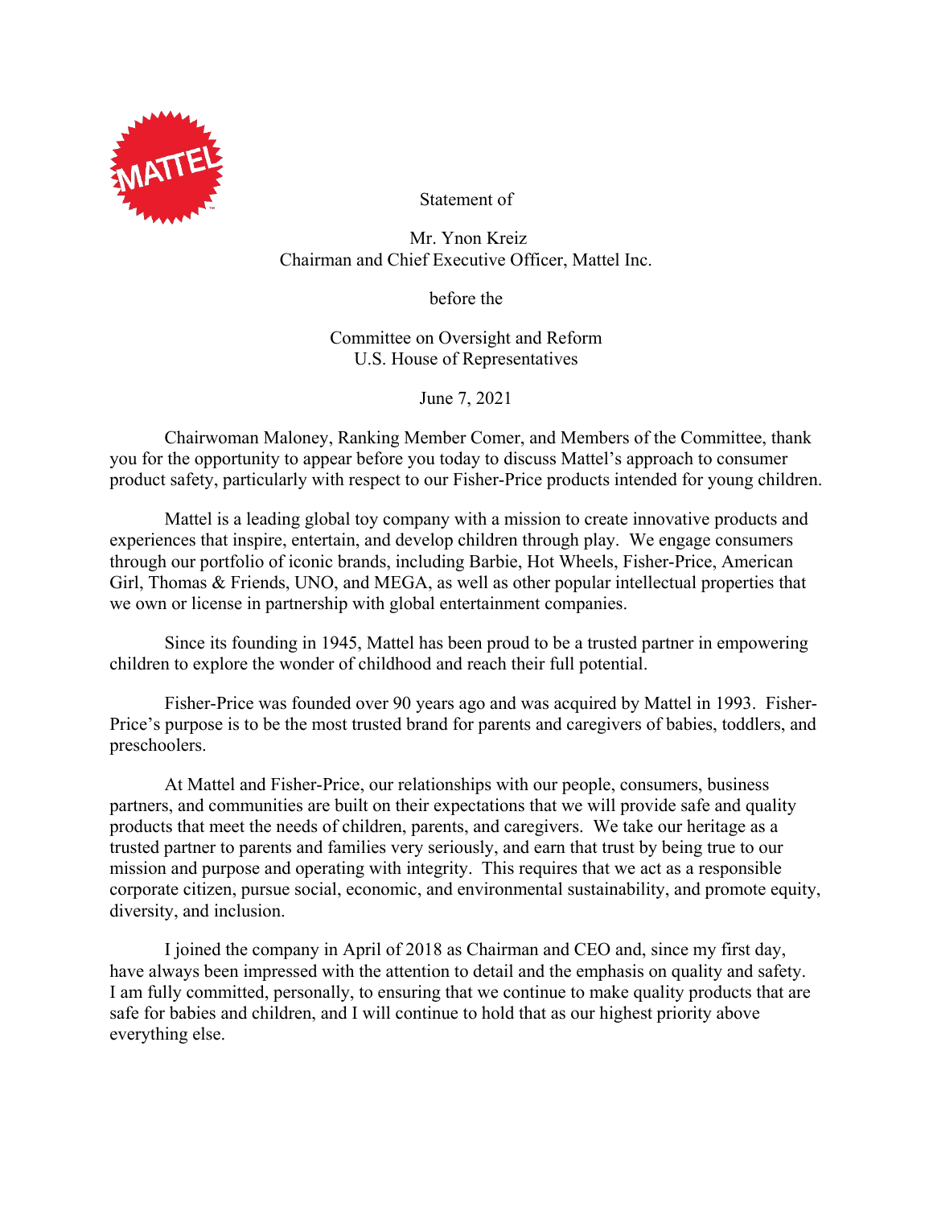Statement of

Mr. Ynon Kreiz
Chairman and Chief Executive Officer, Mattel Inc.

before the

Committee on Oversight and Reform
U.S. House of Representatives

June 7, 2021

Chairwoman Maloney, Ranking Member Comer, and Members of the Committee, thank you for the opportunity to appear before you today to discuss Mattel's approach to consumer product safety, particularly with respect to our Fisher-Price products intended for young children.

Mattel is a leading global toy company with a mission to create innovative products and experiences that inspire, entertain, and develop children through play. We engage consumers through our portfolio of iconic brands, including Barbie, Hot Wheels, Fisher-Price, American Girl, Thomas & Friends, UNO, and MEGA, as well as other popular intellectual properties that we own or license in partnership with global entertainment companies.

Since its founding in 1945, Mattel has been proud to be a trusted partner in empowering children to explore the wonder of childhood and reach their full potential.

Fisher-Price was founded over 90 years ago and was acquired by Mattel in 1993. Fisher-Price's purpose is to be the most trusted brand for parents and caregivers of babies, toddlers, and preschoolers.

At Mattel and Fisher-Price, our relationships with our people, consumers, business partners, and communities are built on their expectations that we will provide safe and quality products that meet the needs of children, parents, and caregivers. We take our heritage as a trusted partner to parents and families very seriously, and earn that trust by being true to our mission and purpose and operating with integrity. This requires that we act as a responsible corporate citizen, pursue social, economic, and environmental sustainability, and promote equity, diversity, and inclusion.

I joined the company in April of 2018 as Chairman and CEO and, since my first day, have always been impressed with the attention to detail and the emphasis on quality and safety. I am fully committed, personally, to ensuring that we continue to make quality products that are safe for babies and children, and I will continue to hold that as our highest priority above everything else.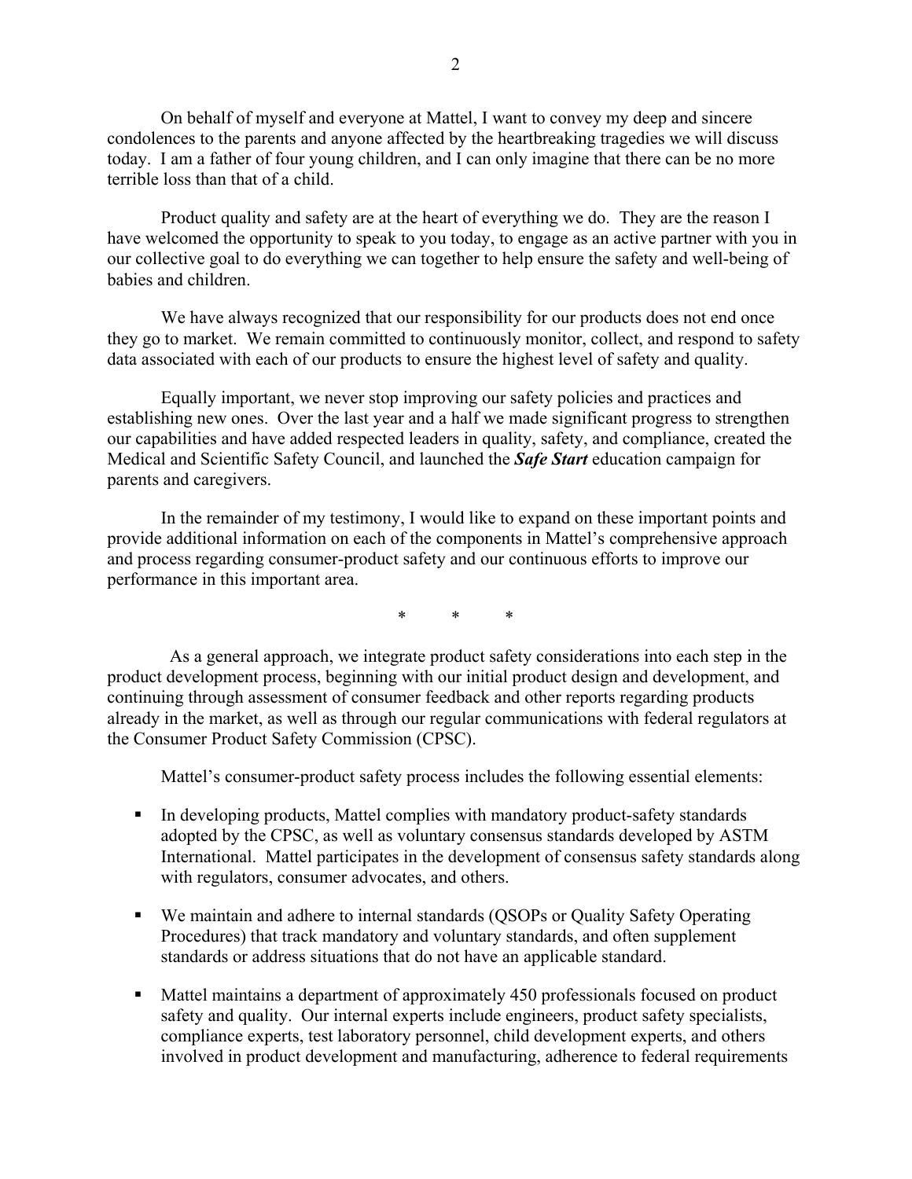On behalf of myself and everyone at Mattel, I want to convey my deep and sincere condolences to the parents and anyone affected by the heartbreaking tragedies we will discuss today. I am a father of four young children, and I can only imagine that there can be no more terrible loss than that of a child.

Product quality and safety are at the heart of everything we do. They are the reason I have welcomed the opportunity to speak to you today, to engage as an active partner with you in our collective goal to do everything we can together to help ensure the safety and well-being of babies and children.

We have always recognized that our responsibility for our products does not end once they go to market. We remain committed to continuously monitor, collect, and respond to safety data associated with each of our products to ensure the highest level of safety and quality.

Equally important, we never stop improving our safety policies and practices and establishing new ones. Over the last year and a half we made significant progress to strengthen our capabilities and have added respected leaders in quality, safety, and compliance, created the Medical and Scientific Safety Council, and launched the ***Safe Start*** education campaign for parents and caregivers.

In the remainder of my testimony, I would like to expand on these important points and provide additional information on each of the components in Mattel's comprehensive approach and process regarding consumer-product safety and our continuous efforts to improve our performance in this important area.

\* \* \*

As a general approach, we integrate product safety considerations into each step in the product development process, beginning with our initial product design and development, and continuing through assessment of consumer feedback and other reports regarding products already in the market, as well as through our regular communications with federal regulators at the Consumer Product Safety Commission (CPSC).

Mattel's consumer-product safety process includes the following essential elements:

- In developing products, Mattel complies with mandatory product-safety standards adopted by the CPSC, as well as voluntary consensus standards developed by ASTM International. Mattel participates in the development of consensus safety standards along with regulators, consumer advocates, and others.
- We maintain and adhere to internal standards (QSOPs or Quality Safety Operating Procedures) that track mandatory and voluntary standards, and often supplement standards or address situations that do not have an applicable standard.
- Mattel maintains a department of approximately 450 professionals focused on product safety and quality. Our internal experts include engineers, product safety specialists, compliance experts, test laboratory personnel, child development experts, and others involved in product development and manufacturing, adherence to federal requirements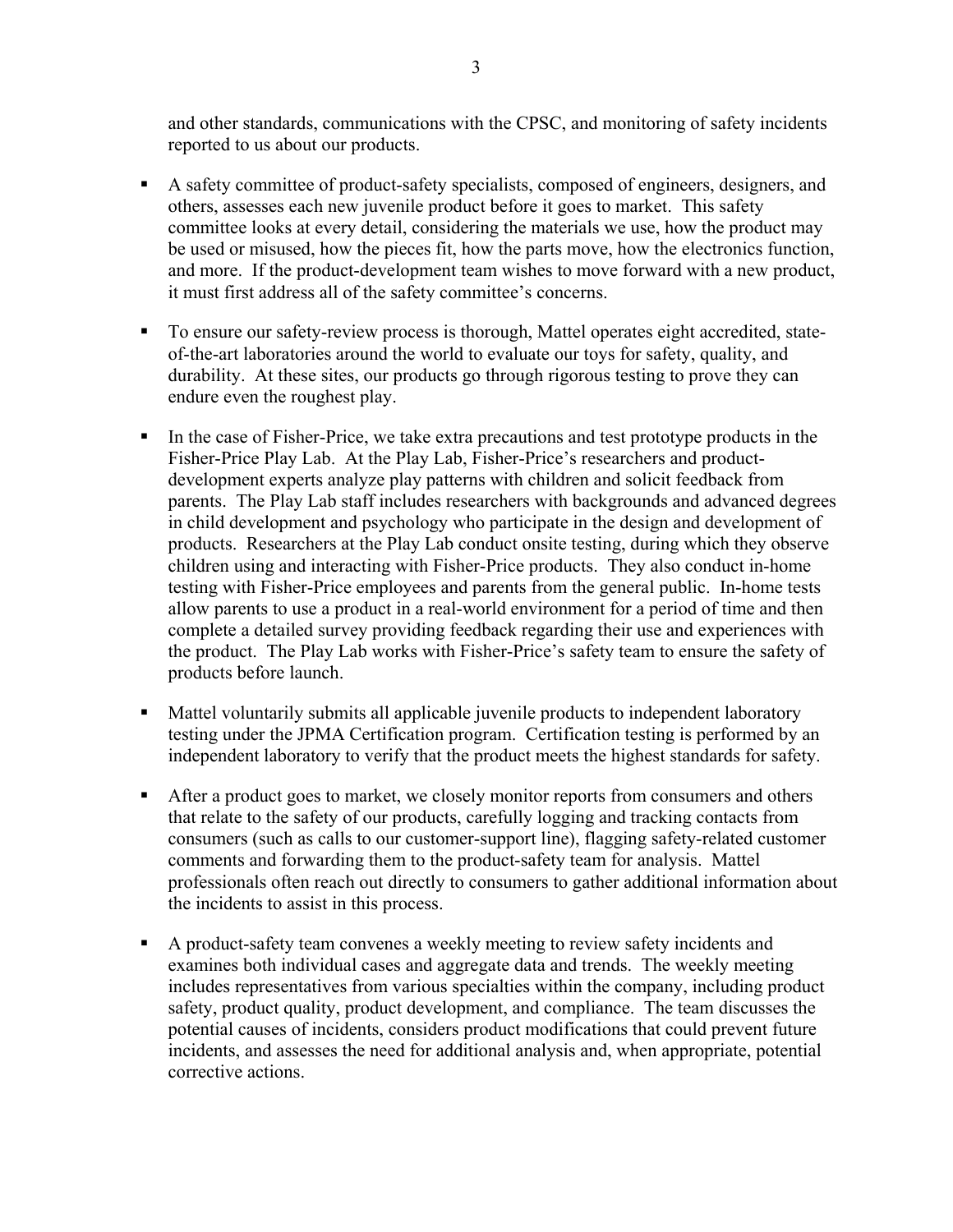and other standards, communications with the CPSC, and monitoring of safety incidents reported to us about our products.

- A safety committee of product-safety specialists, composed of engineers, designers, and others, assesses each new juvenile product before it goes to market. This safety committee looks at every detail, considering the materials we use, how the product may be used or misused, how the pieces fit, how the parts move, how the electronics function, and more. If the product-development team wishes to move forward with a new product, it must first address all of the safety committee's concerns.

- To ensure our safety-review process is thorough, Mattel operates eight accredited, state-of-the-art laboratories around the world to evaluate our toys for safety, quality, and durability. At these sites, our products go through rigorous testing to prove they can endure even the roughest play.

- In the case of Fisher-Price, we take extra precautions and test prototype products in the Fisher-Price Play Lab. At the Play Lab, Fisher-Price's researchers and product-development experts analyze play patterns with children and solicit feedback from parents. The Play Lab staff includes researchers with backgrounds and advanced degrees in child development and psychology who participate in the design and development of products. Researchers at the Play Lab conduct onsite testing, during which they observe children using and interacting with Fisher-Price products. They also conduct in-home testing with Fisher-Price employees and parents from the general public. In-home tests allow parents to use a product in a real-world environment for a period of time and then complete a detailed survey providing feedback regarding their use and experiences with the product. The Play Lab works with Fisher-Price's safety team to ensure the safety of products before launch.

- Mattel voluntarily submits all applicable juvenile products to independent laboratory testing under the JPMA Certification program. Certification testing is performed by an independent laboratory to verify that the product meets the highest standards for safety.

- After a product goes to market, we closely monitor reports from consumers and others that relate to the safety of our products, carefully logging and tracking contacts from consumers (such as calls to our customer-support line), flagging safety-related customer comments and forwarding them to the product-safety team for analysis. Mattel professionals often reach out directly to consumers to gather additional information about the incidents to assist in this process.

- A product-safety team convenes a weekly meeting to review safety incidents and examines both individual cases and aggregate data and trends. The weekly meeting includes representatives from various specialties within the company, including product safety, product quality, product development, and compliance. The team discusses the potential causes of incidents, considers product modifications that could prevent future incidents, and assesses the need for additional analysis and, when appropriate, potential corrective actions.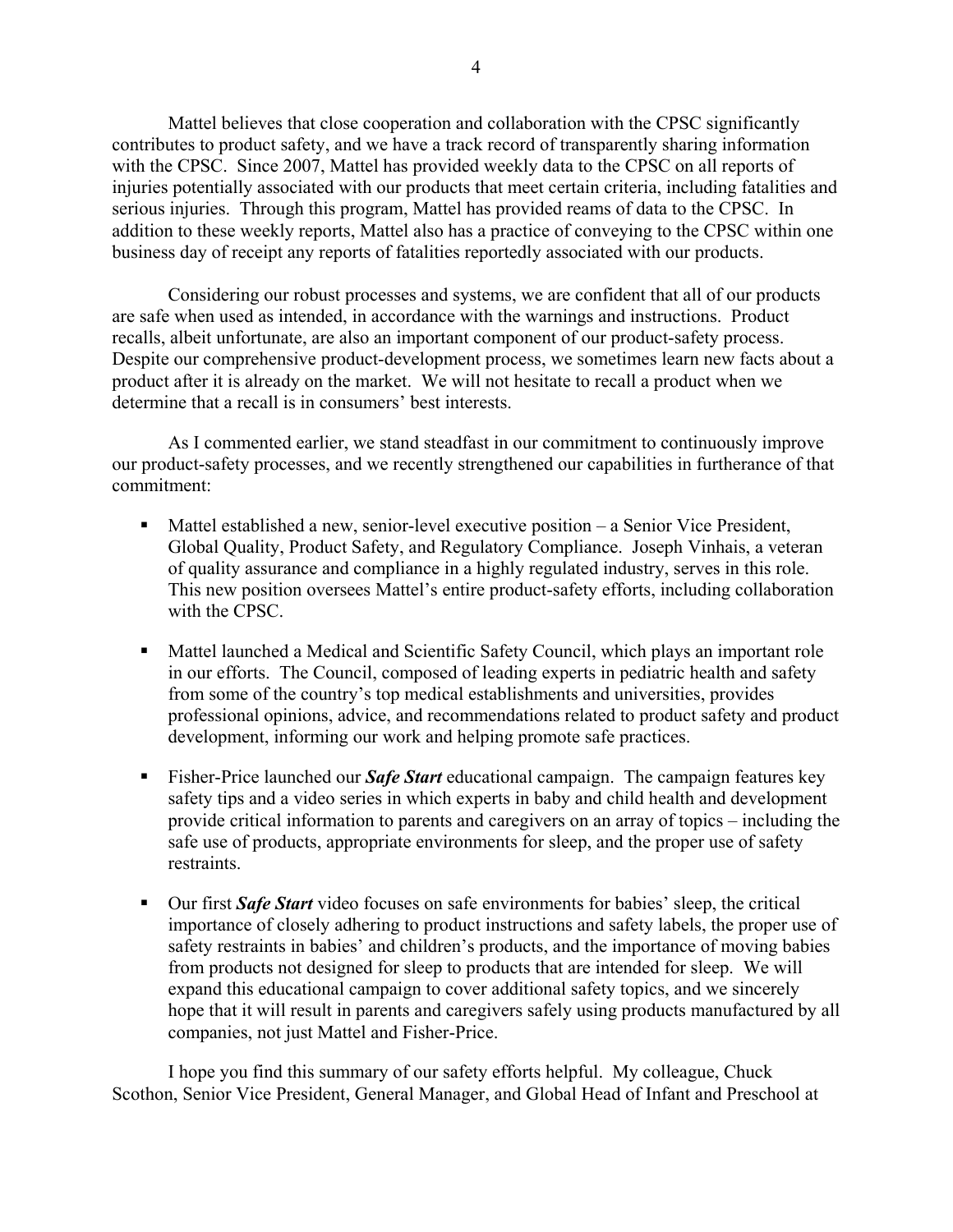Mattel believes that close cooperation and collaboration with the CPSC significantly contributes to product safety, and we have a track record of transparently sharing information with the CPSC. Since 2007, Mattel has provided weekly data to the CPSC on all reports of injuries potentially associated with our products that meet certain criteria, including fatalities and serious injuries. Through this program, Mattel has provided reams of data to the CPSC. In addition to these weekly reports, Mattel also has a practice of conveying to the CPSC within one business day of receipt any reports of fatalities reportedly associated with our products.

Considering our robust processes and systems, we are confident that all of our products are safe when used as intended, in accordance with the warnings and instructions. Product recalls, albeit unfortunate, are also an important component of our product-safety process. Despite our comprehensive product-development process, we sometimes learn new facts about a product after it is already on the market. We will not hesitate to recall a product when we determine that a recall is in consumers' best interests.

As I commented earlier, we stand steadfast in our commitment to continuously improve our product-safety processes, and we recently strengthened our capabilities in furtherance of that commitment:

- Mattel established a new, senior-level executive position – a Senior Vice President, Global Quality, Product Safety, and Regulatory Compliance. Joseph Vinhais, a veteran of quality assurance and compliance in a highly regulated industry, serves in this role. This new position oversees Mattel's entire product-safety efforts, including collaboration with the CPSC.
- Mattel launched a Medical and Scientific Safety Council, which plays an important role in our efforts. The Council, composed of leading experts in pediatric health and safety from some of the country's top medical establishments and universities, provides professional opinions, advice, and recommendations related to product safety and product development, informing our work and helping promote safe practices.
- Fisher-Price launched our ***Safe Start*** educational campaign. The campaign features key safety tips and a video series in which experts in baby and child health and development provide critical information to parents and caregivers on an array of topics – including the safe use of products, appropriate environments for sleep, and the proper use of safety restraints.
- Our first ***Safe Start*** video focuses on safe environments for babies' sleep, the critical importance of closely adhering to product instructions and safety labels, the proper use of safety restraints in babies' and children's products, and the importance of moving babies from products not designed for sleep to products that are intended for sleep. We will expand this educational campaign to cover additional safety topics, and we sincerely hope that it will result in parents and caregivers safely using products manufactured by all companies, not just Mattel and Fisher-Price.

I hope you find this summary of our safety efforts helpful. My colleague, Chuck Scothon, Senior Vice President, General Manager, and Global Head of Infant and Preschool at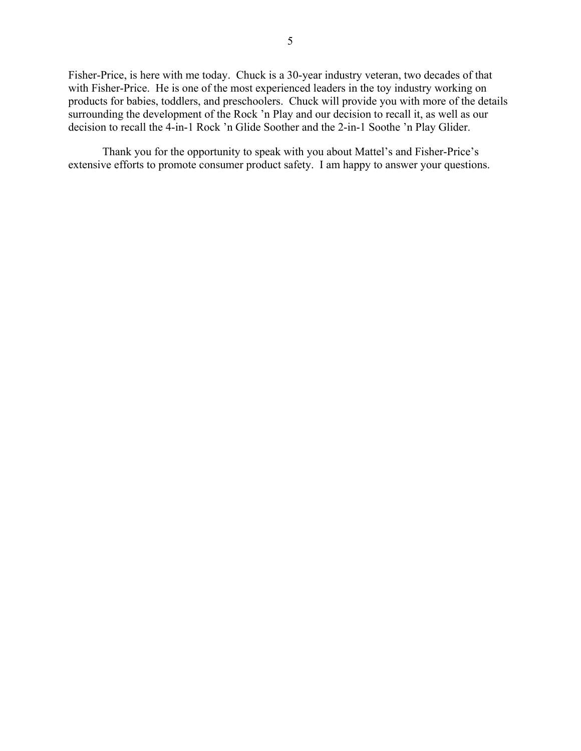Fisher-Price, is here with me today. Chuck is a 30-year industry veteran, two decades of that with Fisher-Price. He is one of the most experienced leaders in the toy industry working on products for babies, toddlers, and preschoolers. Chuck will provide you with more of the details surrounding the development of the Rock 'n Play and our decision to recall it, as well as our decision to recall the 4-in-1 Rock 'n Glide Soother and the 2-in-1 Soothe 'n Play Glider.

Thank you for the opportunity to speak with you about Mattel's and Fisher-Price's extensive efforts to promote consumer product safety. I am happy to answer your questions.